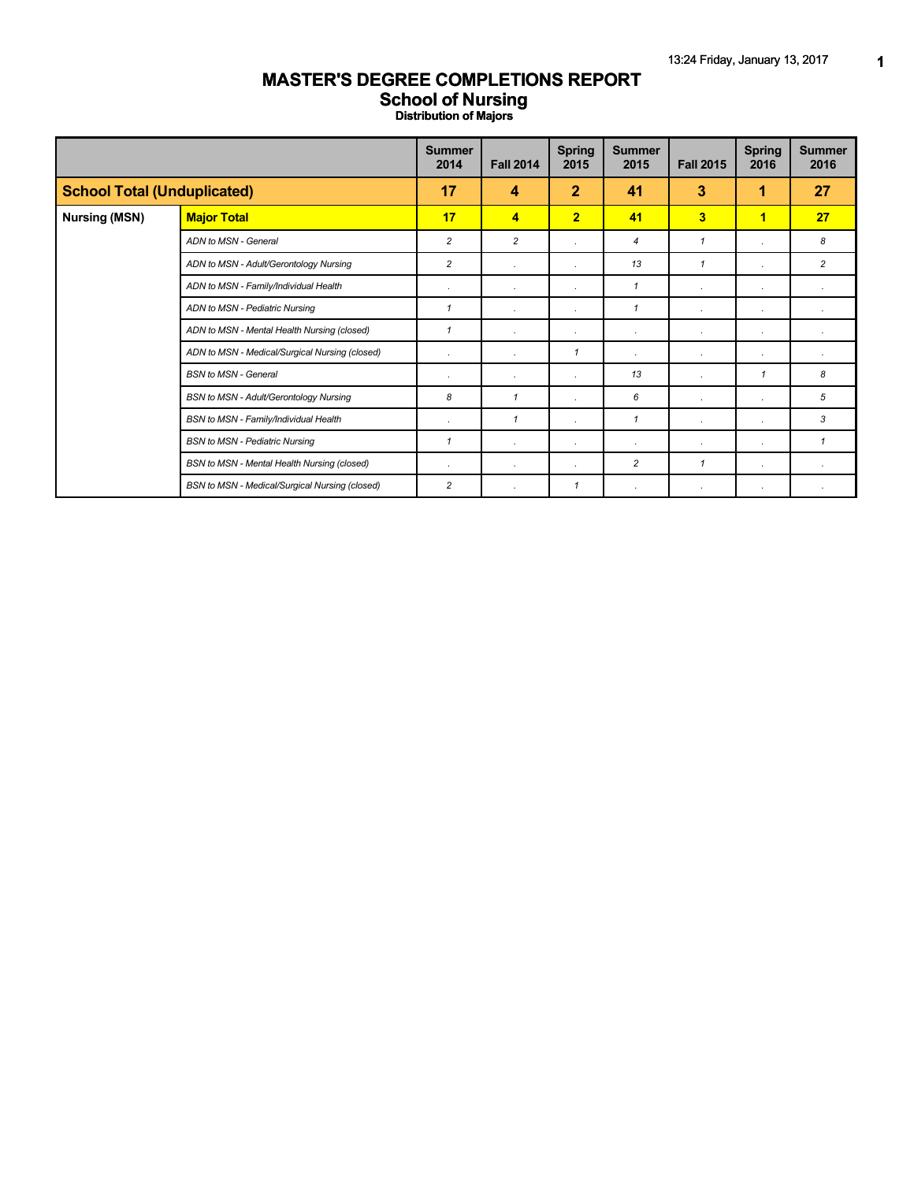# MASTER'S DEGREE COMPLETIONS REPORT
## School of Nursing
### Distribution of Majors

| | | Summer 2014 | Fall 2014 | Spring 2015 | Summer 2015 | Fall 2015 | Spring 2016 | Summer 2016 |
|---|---|---|---|---|---|---|---|---|
| **School Total (Unduplicated)** | | **17** | **4** | **2** | **41** | **3** | **1** | **27** |
| **Nursing (MSN)** | **Major Total** | **17** | **4** | **2** | **41** | **3** | **1** | **27** |
| | *ADN to MSN - General* | *2* | *2* | *.* | *4* | *1* | *.* | *8* |
| | *ADN to MSN - Adult/Gerontology Nursing* | *2* | *.* | *.* | *13* | *1* | *.* | *2* |
| | *ADN to MSN - Family/Individual Health* | *.* | *.* | *.* | *1* | *.* | *.* | *.* |
| | *ADN to MSN - Pediatric Nursing* | *1* | *.* | *.* | *1* | *.* | *.* | *.* |
| | *ADN to MSN - Mental Health Nursing (closed)* | *1* | *.* | *.* | *.* | *.* | *.* | *.* |
| | *ADN to MSN - Medical/Surgical Nursing (closed)* | *.* | *.* | *1* | *.* | *.* | *.* | *.* |
| | *BSN to MSN - General* | *.* | *.* | *.* | *13* | *.* | *1* | *8* |
| | *BSN to MSN - Adult/Gerontology Nursing* | *8* | *1* | *.* | *6* | *.* | *.* | *5* |
| | *BSN to MSN - Family/Individual Health* | *.* | *1* | *.* | *1* | *.* | *.* | *3* |
| | *BSN to MSN - Pediatric Nursing* | *1* | *.* | *.* | *.* | *.* | *.* | *1* |
| | *BSN to MSN - Mental Health Nursing (closed)* | *.* | *.* | *.* | *2* | *1* | *.* | *.* |
| | *BSN to MSN - Medical/Surgical Nursing (closed)* | *2* | *.* | *1* | *.* | *.* | *.* | *.* |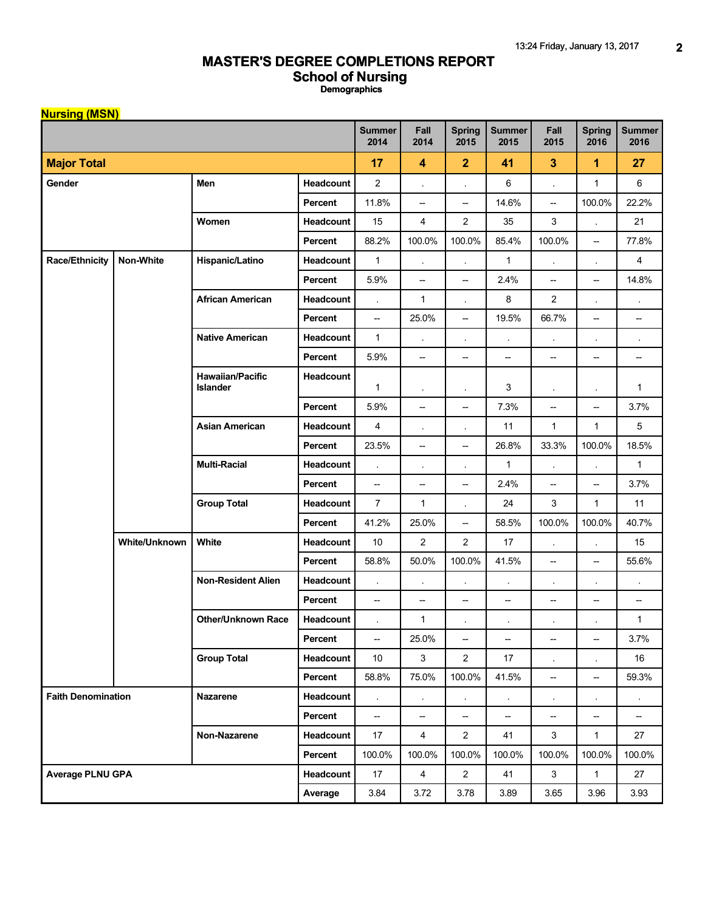# MASTER'S DEGREE COMPLETIONS REPORT

## School of Nursing

**Demographics**

**Nursing (MSN)**

| | | | | Summer 2014 | Fall 2014 | Spring 2015 | Summer 2015 | Fall 2015 | Spring 2016 | Summer 2016 |
|---|---|---|---|---|---|---|---|---|---|---|
| **Major Total** | | | | **17** | **4** | **2** | **41** | **3** | **1** | **27** |
| Gender | | Men | Headcount | 2 | . | . | 6 | . | 1 | 6 |
| | | | Percent | 11.8% | -- | -- | 14.6% | -- | 100.0% | 22.2% |
| | | Women | Headcount | 15 | 4 | 2 | 35 | 3 | . | 21 |
| | | | Percent | 88.2% | 100.0% | 100.0% | 85.4% | 100.0% | -- | 77.8% |
| Race/Ethnicity | Non-White | Hispanic/Latino | Headcount | 1 | . | . | 1 | . | . | 4 |
| | | | Percent | 5.9% | -- | -- | 2.4% | -- | -- | 14.8% |
| | | African American | Headcount | . | 1 | . | 8 | 2 | . | . |
| | | | Percent | -- | 25.0% | -- | 19.5% | 66.7% | -- | -- |
| | | Native American | Headcount | 1 | . | . | . | . | . | . |
| | | | Percent | 5.9% | -- | -- | -- | -- | -- | -- |
| | | Hawaiian/Pacific Islander | Headcount | 1 | . | . | 3 | . | . | 1 |
| | | | Percent | 5.9% | -- | -- | 7.3% | -- | -- | 3.7% |
| | | Asian American | Headcount | 4 | . | . | 11 | 1 | 1 | 5 |
| | | | Percent | 23.5% | -- | -- | 26.8% | 33.3% | 100.0% | 18.5% |
| | | Multi-Racial | Headcount | . | . | . | 1 | . | . | 1 |
| | | | Percent | -- | -- | -- | 2.4% | -- | -- | 3.7% |
| | | Group Total | Headcount | 7 | 1 | . | 24 | 3 | 1 | 11 |
| | | | Percent | 41.2% | 25.0% | -- | 58.5% | 100.0% | 100.0% | 40.7% |
| | White/Unknown | White | Headcount | 10 | 2 | 2 | 17 | . | . | 15 |
| | | | Percent | 58.8% | 50.0% | 100.0% | 41.5% | -- | -- | 55.6% |
| | | Non-Resident Alien | Headcount | . | . | . | . | . | . | . |
| | | | Percent | -- | -- | -- | -- | -- | -- | -- |
| | | Other/Unknown Race | Headcount | . | 1 | . | . | . | . | 1 |
| | | | Percent | -- | 25.0% | -- | -- | -- | -- | 3.7% |
| | | Group Total | Headcount | 10 | 3 | 2 | 17 | . | . | 16 |
| | | | Percent | 58.8% | 75.0% | 100.0% | 41.5% | -- | -- | 59.3% |
| Faith Denomination | | Nazarene | Headcount | . | . | . | . | . | . | . |
| | | | Percent | -- | -- | -- | -- | -- | -- | -- |
| | | Non-Nazarene | Headcount | 17 | 4 | 2 | 41 | 3 | 1 | 27 |
| | | | Percent | 100.0% | 100.0% | 100.0% | 100.0% | 100.0% | 100.0% | 100.0% |
| Average PLNU GPA | | | Headcount | 17 | 4 | 2 | 41 | 3 | 1 | 27 |
| | | | Average | 3.84 | 3.72 | 3.78 | 3.89 | 3.65 | 3.96 | 3.93 |